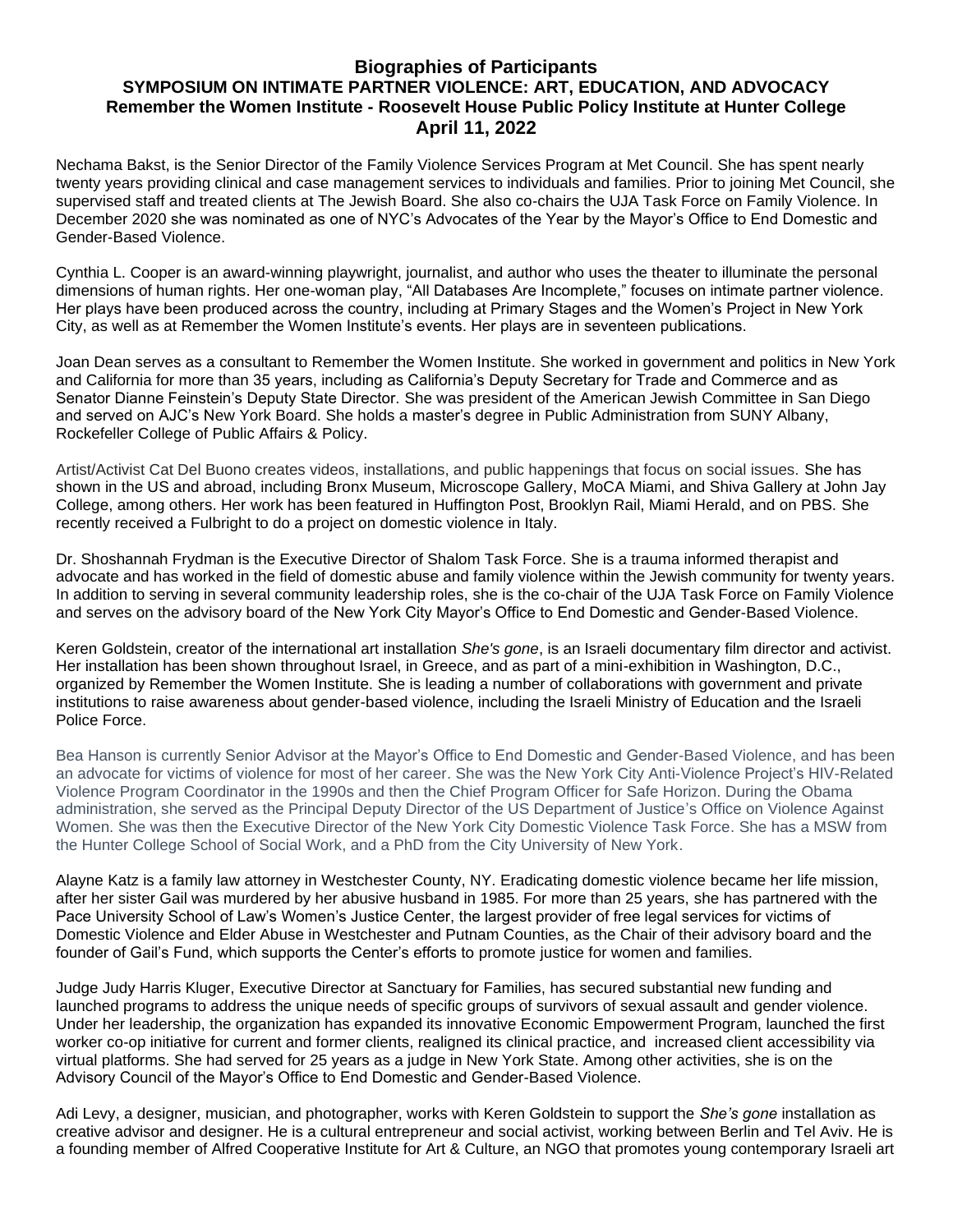# Biographies of Participants

## SYMPOSIUM ON INTIMATE PARTNER VIOLENCE: ART, EDUCATION, AND ADVOCACY

### Remember the Women Institute - Roosevelt House Public Policy Institute at Hunter College

### April 11, 2022

Nechama Bakst, is the Senior Director of the Family Violence Services Program at Met Council. She has spent nearly twenty years providing clinical and case management services to individuals and families. Prior to joining Met Council, she supervised staff and treated clients at The Jewish Board. She also co-chairs the UJA Task Force on Family Violence. In December 2020 she was nominated as one of NYC's Advocates of the Year by the Mayor's Office to End Domestic and Gender-Based Violence.

Cynthia L. Cooper is an award-winning playwright, journalist, and author who uses the theater to illuminate the personal dimensions of human rights. Her one-woman play, "All Databases Are Incomplete," focuses on intimate partner violence. Her plays have been produced across the country, including at Primary Stages and the Women's Project in New York City, as well as at Remember the Women Institute's events. Her plays are in seventeen publications.

Joan Dean serves as a consultant to Remember the Women Institute. She worked in government and politics in New York and California for more than 35 years, including as California's Deputy Secretary for Trade and Commerce and as Senator Dianne Feinstein's Deputy State Director. She was president of the American Jewish Committee in San Diego and served on AJC's New York Board. She holds a master's degree in Public Administration from SUNY Albany, Rockefeller College of Public Affairs & Policy.

Artist/Activist Cat Del Buono creates videos, installations, and public happenings that focus on social issues. She has shown in the US and abroad, including Bronx Museum, Microscope Gallery, MoCA Miami, and Shiva Gallery at John Jay College, among others. Her work has been featured in Huffington Post, Brooklyn Rail, Miami Herald, and on PBS. She recently received a Fulbright to do a project on domestic violence in Italy.

Dr. Shoshannah Frydman is the Executive Director of Shalom Task Force. She is a trauma informed therapist and advocate and has worked in the field of domestic abuse and family violence within the Jewish community for twenty years. In addition to serving in several community leadership roles, she is the co-chair of the UJA Task Force on Family Violence and serves on the advisory board of the New York City Mayor's Office to End Domestic and Gender-Based Violence.

Keren Goldstein, creator of the international art installation *She's gone*, is an Israeli documentary film director and activist. Her installation has been shown throughout Israel, in Greece, and as part of a mini-exhibition in Washington, D.C., organized by Remember the Women Institute. She is leading a number of collaborations with government and private institutions to raise awareness about gender-based violence, including the Israeli Ministry of Education and the Israeli Police Force.

Bea Hanson is currently Senior Advisor at the Mayor's Office to End Domestic and Gender-Based Violence, and has been an advocate for victims of violence for most of her career. She was the New York City Anti-Violence Project's HIV-Related Violence Program Coordinator in the 1990s and then the Chief Program Officer for Safe Horizon. During the Obama administration, she served as the Principal Deputy Director of the US Department of Justice's Office on Violence Against Women. She was then the Executive Director of the New York City Domestic Violence Task Force. She has a MSW from the Hunter College School of Social Work, and a PhD from the City University of New York.

Alayne Katz is a family law attorney in Westchester County, NY. Eradicating domestic violence became her life mission, after her sister Gail was murdered by her abusive husband in 1985. For more than 25 years, she has partnered with the Pace University School of Law's Women's Justice Center, the largest provider of free legal services for victims of Domestic Violence and Elder Abuse in Westchester and Putnam Counties, as the Chair of their advisory board and the founder of Gail's Fund, which supports the Center's efforts to promote justice for women and families.

Judge Judy Harris Kluger, Executive Director at Sanctuary for Families, has secured substantial new funding and launched programs to address the unique needs of specific groups of survivors of sexual assault and gender violence. Under her leadership, the organization has expanded its innovative Economic Empowerment Program, launched the first worker co-op initiative for current and former clients, realigned its clinical practice, and increased client accessibility via virtual platforms. She had served for 25 years as a judge in New York State. Among other activities, she is on the Advisory Council of the Mayor's Office to End Domestic and Gender-Based Violence.

Adi Levy, a designer, musician, and photographer, works with Keren Goldstein to support the *She's gone* installation as creative advisor and designer. He is a cultural entrepreneur and social activist, working between Berlin and Tel Aviv. He is a founding member of Alfred Cooperative Institute for Art & Culture, an NGO that promotes young contemporary Israeli art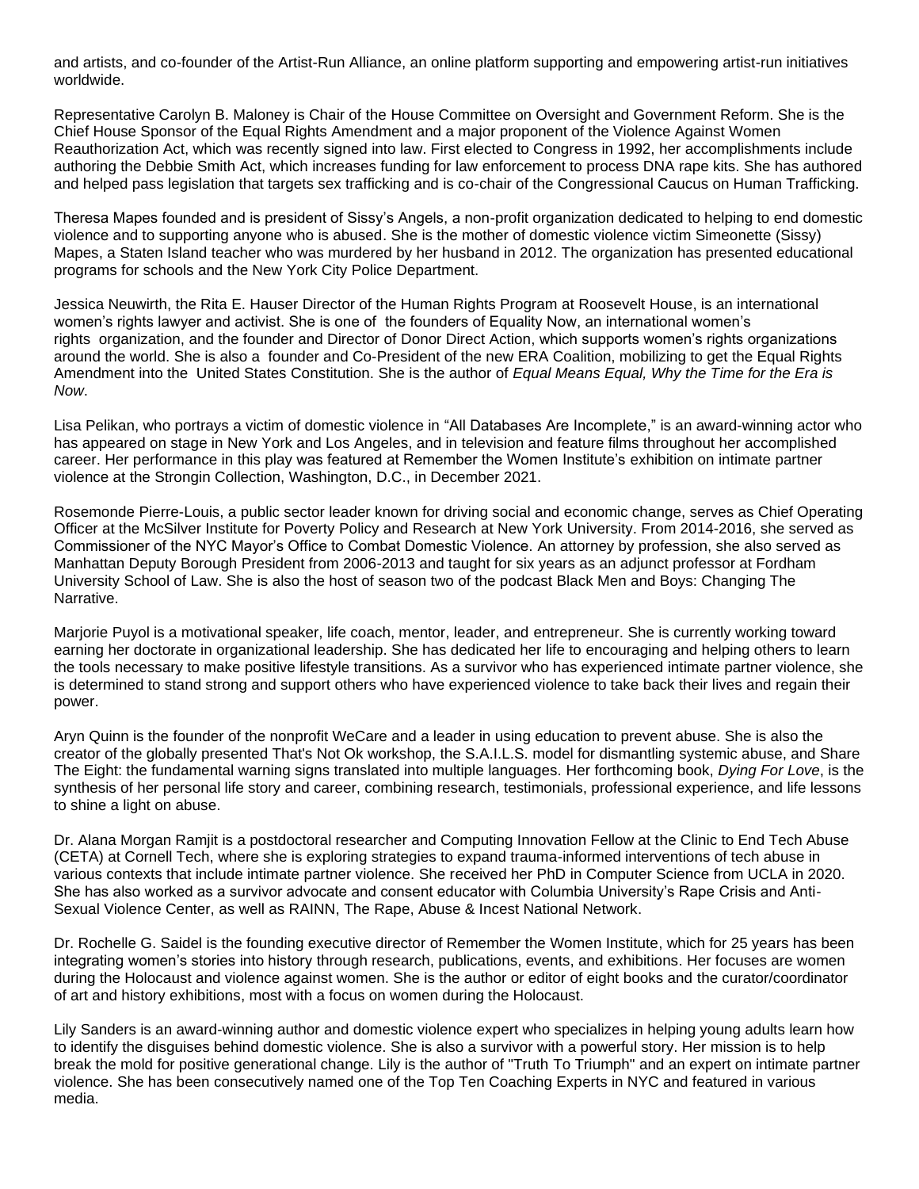and artists, and co-founder of the Artist-Run Alliance, an online platform supporting and empowering artist-run initiatives worldwide.

Representative Carolyn B. Maloney is Chair of the House Committee on Oversight and Government Reform. She is the Chief House Sponsor of the Equal Rights Amendment and a major proponent of the Violence Against Women Reauthorization Act, which was recently signed into law. First elected to Congress in 1992, her accomplishments include authoring the Debbie Smith Act, which increases funding for law enforcement to process DNA rape kits. She has authored and helped pass legislation that targets sex trafficking and is co-chair of the Congressional Caucus on Human Trafficking.

Theresa Mapes founded and is president of Sissy's Angels, a non-profit organization dedicated to helping to end domestic violence and to supporting anyone who is abused. She is the mother of domestic violence victim Simeonette (Sissy) Mapes, a Staten Island teacher who was murdered by her husband in 2012. The organization has presented educational programs for schools and the New York City Police Department.

Jessica Neuwirth, the Rita E. Hauser Director of the Human Rights Program at Roosevelt House, is an international women's rights lawyer and activist. She is one of the founders of Equality Now, an international women's rights organization, and the founder and Director of Donor Direct Action, which supports women's rights organizations around the world. She is also a founder and Co-President of the new ERA Coalition, mobilizing to get the Equal Rights Amendment into the United States Constitution. She is the author of *Equal Means Equal, Why the Time for the Era is Now*.

Lisa Pelikan, who portrays a victim of domestic violence in "All Databases Are Incomplete," is an award-winning actor who has appeared on stage in New York and Los Angeles, and in television and feature films throughout her accomplished career. Her performance in this play was featured at Remember the Women Institute's exhibition on intimate partner violence at the Strongin Collection, Washington, D.C., in December 2021.

Rosemonde Pierre-Louis, a public sector leader known for driving social and economic change, serves as Chief Operating Officer at the McSilver Institute for Poverty Policy and Research at New York University. From 2014-2016, she served as Commissioner of the NYC Mayor's Office to Combat Domestic Violence. An attorney by profession, she also served as Manhattan Deputy Borough President from 2006-2013 and taught for six years as an adjunct professor at Fordham University School of Law. She is also the host of season two of the podcast Black Men and Boys: Changing The Narrative.

Marjorie Puyol is a motivational speaker, life coach, mentor, leader, and entrepreneur. She is currently working toward earning her doctorate in organizational leadership. She has dedicated her life to encouraging and helping others to learn the tools necessary to make positive lifestyle transitions. As a survivor who has experienced intimate partner violence, she is determined to stand strong and support others who have experienced violence to take back their lives and regain their power.

Aryn Quinn is the founder of the nonprofit WeCare and a leader in using education to prevent abuse. She is also the creator of the globally presented That's Not Ok workshop, the S.A.I.L.S. model for dismantling systemic abuse, and Share The Eight: the fundamental warning signs translated into multiple languages. Her forthcoming book, *Dying For Love*, is the synthesis of her personal life story and career, combining research, testimonials, professional experience, and life lessons to shine a light on abuse.

Dr. Alana Morgan Ramjit is a postdoctoral researcher and Computing Innovation Fellow at the Clinic to End Tech Abuse (CETA) at Cornell Tech, where she is exploring strategies to expand trauma-informed interventions of tech abuse in various contexts that include intimate partner violence. She received her PhD in Computer Science from UCLA in 2020. She has also worked as a survivor advocate and consent educator with Columbia University's Rape Crisis and Anti-Sexual Violence Center, as well as RAINN, The Rape, Abuse & Incest National Network.

Dr. Rochelle G. Saidel is the founding executive director of Remember the Women Institute, which for 25 years has been integrating women's stories into history through research, publications, events, and exhibitions. Her focuses are women during the Holocaust and violence against women. She is the author or editor of eight books and the curator/coordinator of art and history exhibitions, most with a focus on women during the Holocaust.

Lily Sanders is an award-winning author and domestic violence expert who specializes in helping young adults learn how to identify the disguises behind domestic violence. She is also a survivor with a powerful story. Her mission is to help break the mold for positive generational change. Lily is the author of "Truth To Triumph" and an expert on intimate partner violence. She has been consecutively named one of the Top Ten Coaching Experts in NYC and featured in various media.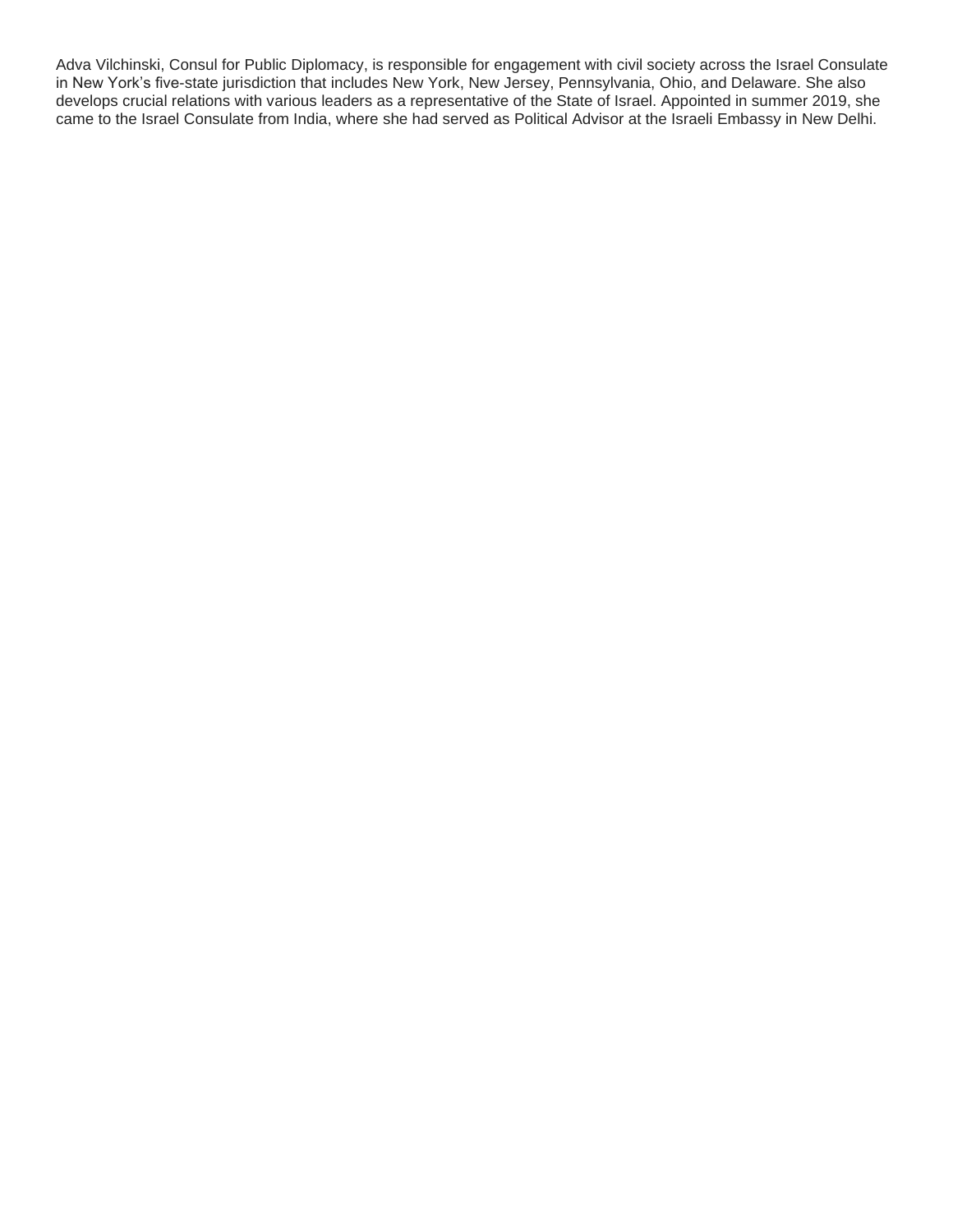Adva Vilchinski, Consul for Public Diplomacy, is responsible for engagement with civil society across the Israel Consulate in New York's five-state jurisdiction that includes New York, New Jersey, Pennsylvania, Ohio, and Delaware. She also develops crucial relations with various leaders as a representative of the State of Israel. Appointed in summer 2019, she came to the Israel Consulate from India, where she had served as Political Advisor at the Israeli Embassy in New Delhi.